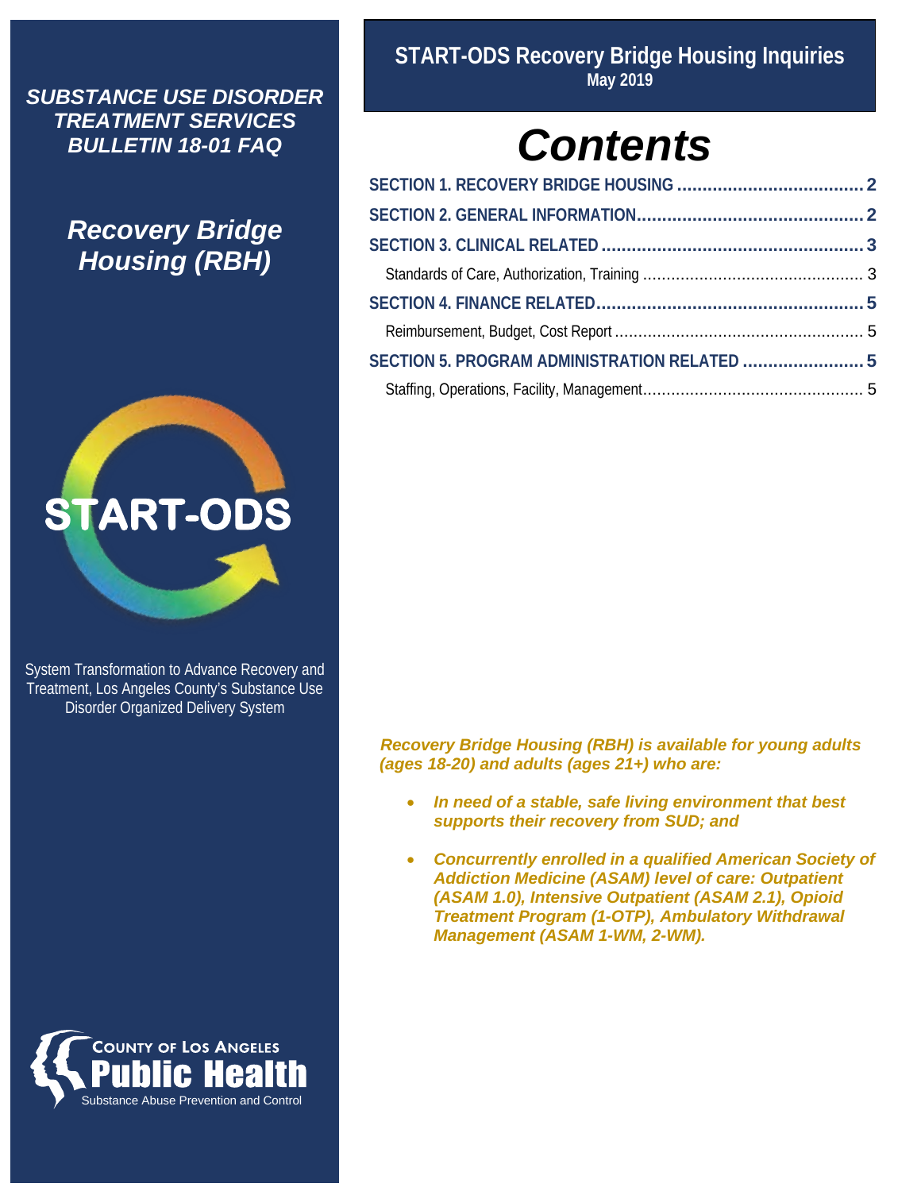*SUBSTANCE USE DISORDER TREATMENT SERVICES BULLETIN 18-01 FAQ*

## *Recovery Bridge Housing (RBH)*

START-ODS

System Transformation to Advance Recovery and Treatment, Los Angeles County's Substance Use Disorder Organized Delivery System

COUNTY OF LOS ANGELES
Public Health
Substance Abuse Prevention and Control

**START-ODS Recovery Bridge Housing Inquiries**
**May 2019**

# *Contents*

- **SECTION 1. RECOVERY BRIDGE HOUSING ..................................... 2**
- **SECTION 2. GENERAL INFORMATION............................................. 2**
- **SECTION 3. CLINICAL RELATED .................................................... 3**
  - Standards of Care, Authorization, Training ............................................... 3
- **SECTION 4. FINANCE RELATED..................................................... 5**
  - Reimbursement, Budget, Cost Report ..................................................... 5
- **SECTION 5. PROGRAM ADMINISTRATION RELATED ........................ 5**
  - Staffing, Operations, Facility, Management............................................... 5

***Recovery Bridge Housing (RBH) is available for young adults (ages 18-20) and adults (ages 21+) who are:***

- ***In need of a stable, safe living environment that best supports their recovery from SUD; and***
- ***Concurrently enrolled in a qualified American Society of Addiction Medicine (ASAM) level of care: Outpatient (ASAM 1.0), Intensive Outpatient (ASAM 2.1), Opioid Treatment Program (1-OTP), Ambulatory Withdrawal Management (ASAM 1-WM, 2-WM).***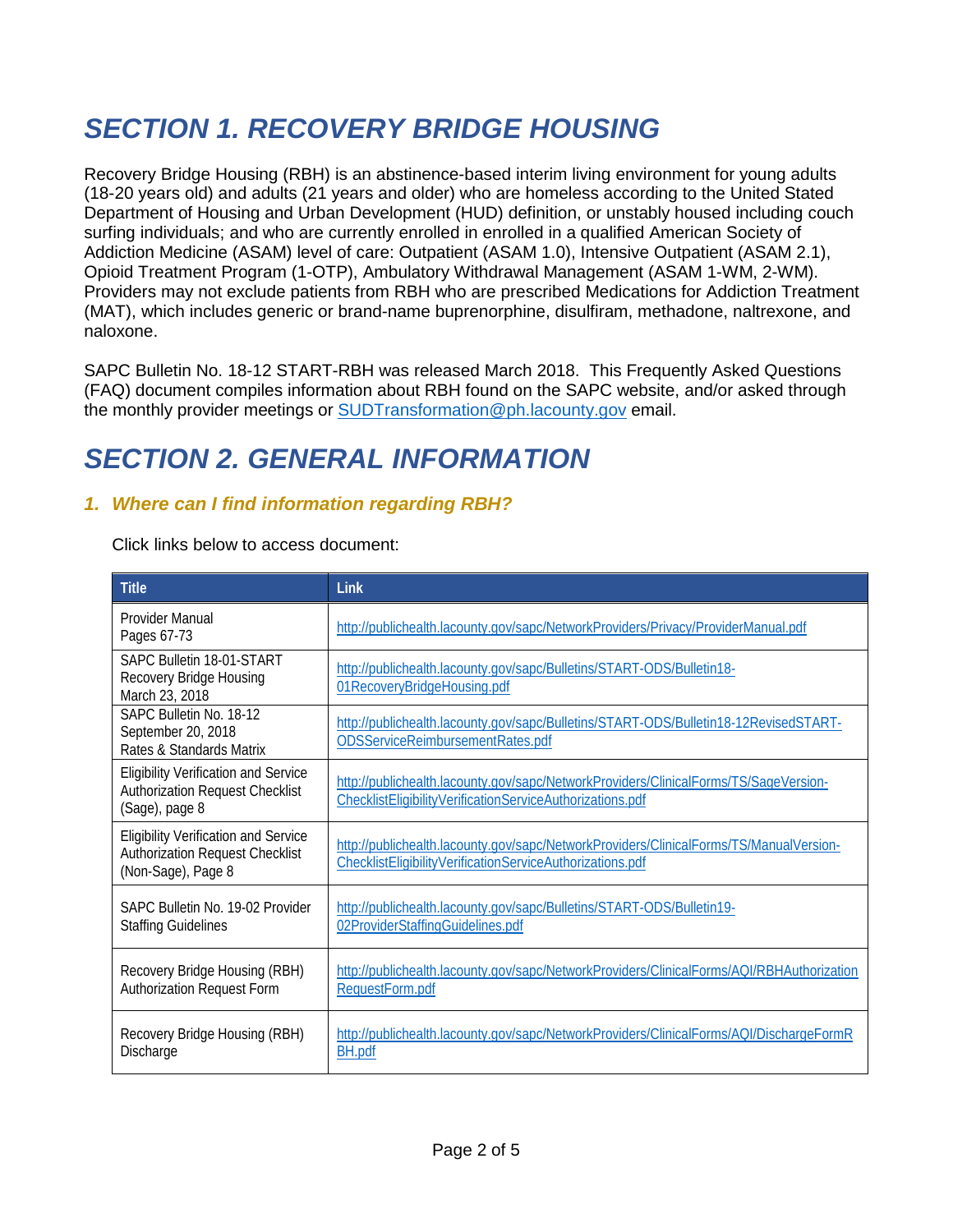# SECTION 1. RECOVERY BRIDGE HOUSING

Recovery Bridge Housing (RBH) is an abstinence-based interim living environment for young adults (18-20 years old) and adults (21 years and older) who are homeless according to the United Stated Department of Housing and Urban Development (HUD) definition, or unstably housed including couch surfing individuals; and who are currently enrolled in enrolled in a qualified American Society of Addiction Medicine (ASAM) level of care: Outpatient (ASAM 1.0), Intensive Outpatient (ASAM 2.1), Opioid Treatment Program (1-OTP), Ambulatory Withdrawal Management (ASAM 1-WM, 2-WM). Providers may not exclude patients from RBH who are prescribed Medications for Addiction Treatment (MAT), which includes generic or brand-name buprenorphine, disulfiram, methadone, naltrexone, and naloxone.

SAPC Bulletin No. 18-12 START-RBH was released March 2018. This Frequently Asked Questions (FAQ) document compiles information about RBH found on the SAPC website, and/or asked through the monthly provider meetings or SUDTransformation@ph.lacounty.gov email.

# SECTION 2. GENERAL INFORMATION

### 1. Where can I find information regarding RBH?

Click links below to access document:

| Title | Link |
|---|---|
| Provider Manual<br>Pages 67-73 | http://publichealth.lacounty.gov/sapc/NetworkProviders/Privacy/ProviderManual.pdf |
| SAPC Bulletin 18-01-START<br>Recovery Bridge Housing<br>March 23, 2018 | http://publichealth.lacounty.gov/sapc/Bulletins/START-ODS/Bulletin18-01RecoveryBridgeHousing.pdf |
| SAPC Bulletin No. 18-12<br>September 20, 2018<br>Rates & Standards Matrix | http://publichealth.lacounty.gov/sapc/Bulletins/START-ODS/Bulletin18-12RevisedSTART-ODSServiceReimbursementRates.pdf |
| Eligibility Verification and Service Authorization Request Checklist (Sage), page 8 | http://publichealth.lacounty.gov/sapc/NetworkProviders/ClinicalForms/TS/SageVersion-ChecklistEligibilityVerificationServiceAuthorizations.pdf |
| Eligibility Verification and Service Authorization Request Checklist (Non-Sage), Page 8 | http://publichealth.lacounty.gov/sapc/NetworkProviders/ClinicalForms/TS/ManualVersion-ChecklistEligibilityVerificationServiceAuthorizations.pdf |
| SAPC Bulletin No. 19-02 Provider Staffing Guidelines | http://publichealth.lacounty.gov/sapc/Bulletins/START-ODS/Bulletin19-02ProviderStaffingGuidelines.pdf |
| Recovery Bridge Housing (RBH) Authorization Request Form | http://publichealth.lacounty.gov/sapc/NetworkProviders/ClinicalForms/AQI/RBHAuthorizationRequestForm.pdf |
| Recovery Bridge Housing (RBH) Discharge | http://publichealth.lacounty.gov/sapc/NetworkProviders/ClinicalForms/AQI/DischargeFormRBH.pdf |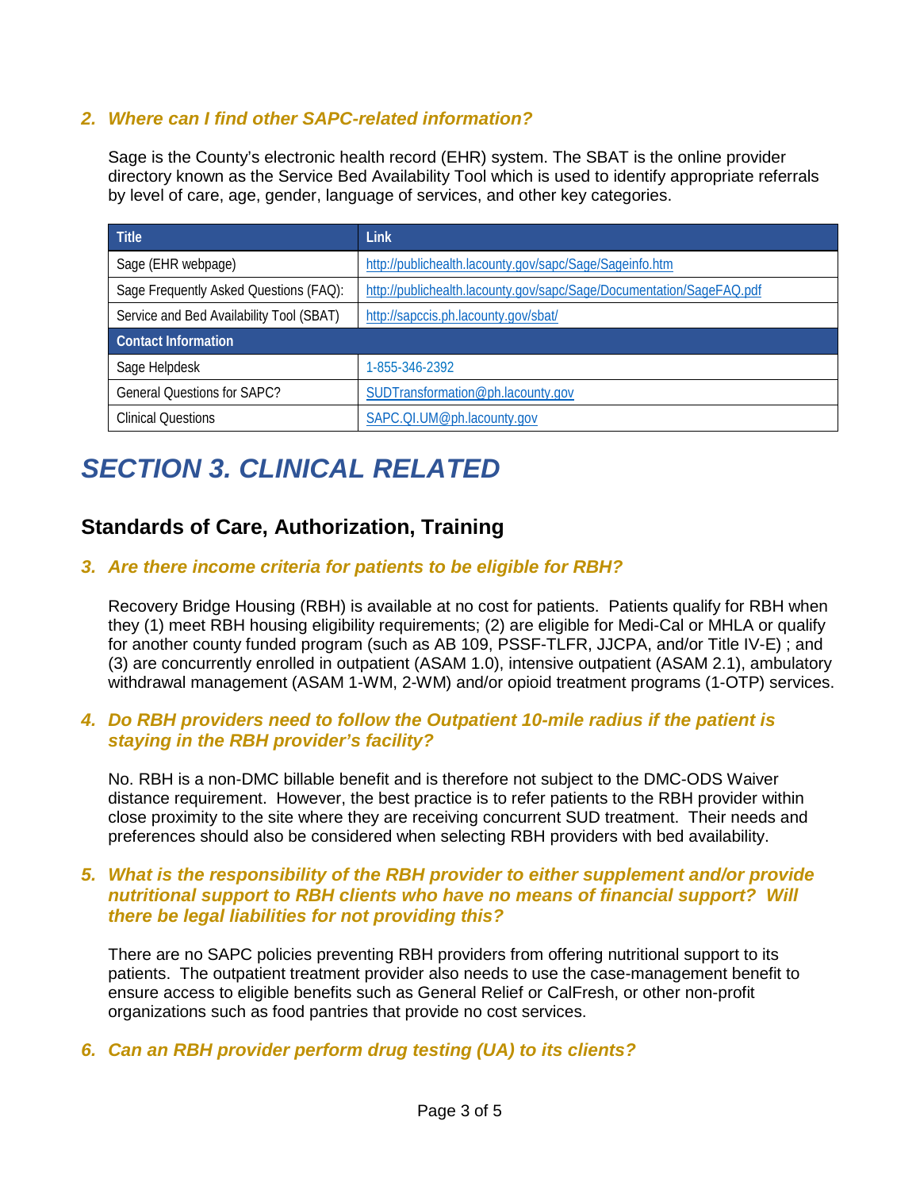### 2. *Where can I find other SAPC-related information?*

Sage is the County's electronic health record (EHR) system. The SBAT is the online provider directory known as the Service Bed Availability Tool which is used to identify appropriate referrals by level of care, age, gender, language of services, and other key categories.

| Title | Link |
|---|---|
| Sage (EHR webpage) | http://publichealth.lacounty.gov/sapc/Sage/Sageinfo.htm |
| Sage Frequently Asked Questions (FAQ): | http://publichealth.lacounty.gov/sapc/Sage/Documentation/SageFAQ.pdf |
| Service and Bed Availability Tool (SBAT) | http://sapccis.ph.lacounty.gov/sbat/ |
| **Contact Information** | |
| Sage Helpdesk | 1-855-346-2392 |
| General Questions for SAPC? | SUDTransformation@ph.lacounty.gov |
| Clinical Questions | SAPC.QI.UM@ph.lacounty.gov |

# *SECTION 3. CLINICAL RELATED*

## Standards of Care, Authorization, Training

### 3. *Are there income criteria for patients to be eligible for RBH?*

Recovery Bridge Housing (RBH) is available at no cost for patients. Patients qualify for RBH when they (1) meet RBH housing eligibility requirements; (2) are eligible for Medi-Cal or MHLA or qualify for another county funded program (such as AB 109, PSSF-TLFR, JJCPA, and/or Title IV-E) ; and (3) are concurrently enrolled in outpatient (ASAM 1.0), intensive outpatient (ASAM 2.1), ambulatory withdrawal management (ASAM 1-WM, 2-WM) and/or opioid treatment programs (1-OTP) services.

### 4. *Do RBH providers need to follow the Outpatient 10-mile radius if the patient is staying in the RBH provider's facility?*

No. RBH is a non-DMC billable benefit and is therefore not subject to the DMC-ODS Waiver distance requirement. However, the best practice is to refer patients to the RBH provider within close proximity to the site where they are receiving concurrent SUD treatment. Their needs and preferences should also be considered when selecting RBH providers with bed availability.

### 5. *What is the responsibility of the RBH provider to either supplement and/or provide nutritional support to RBH clients who have no means of financial support? Will there be legal liabilities for not providing this?*

There are no SAPC policies preventing RBH providers from offering nutritional support to its patients. The outpatient treatment provider also needs to use the case-management benefit to ensure access to eligible benefits such as General Relief or CalFresh, or other non-profit organizations such as food pantries that provide no cost services.

### 6. *Can an RBH provider perform drug testing (UA) to its clients?*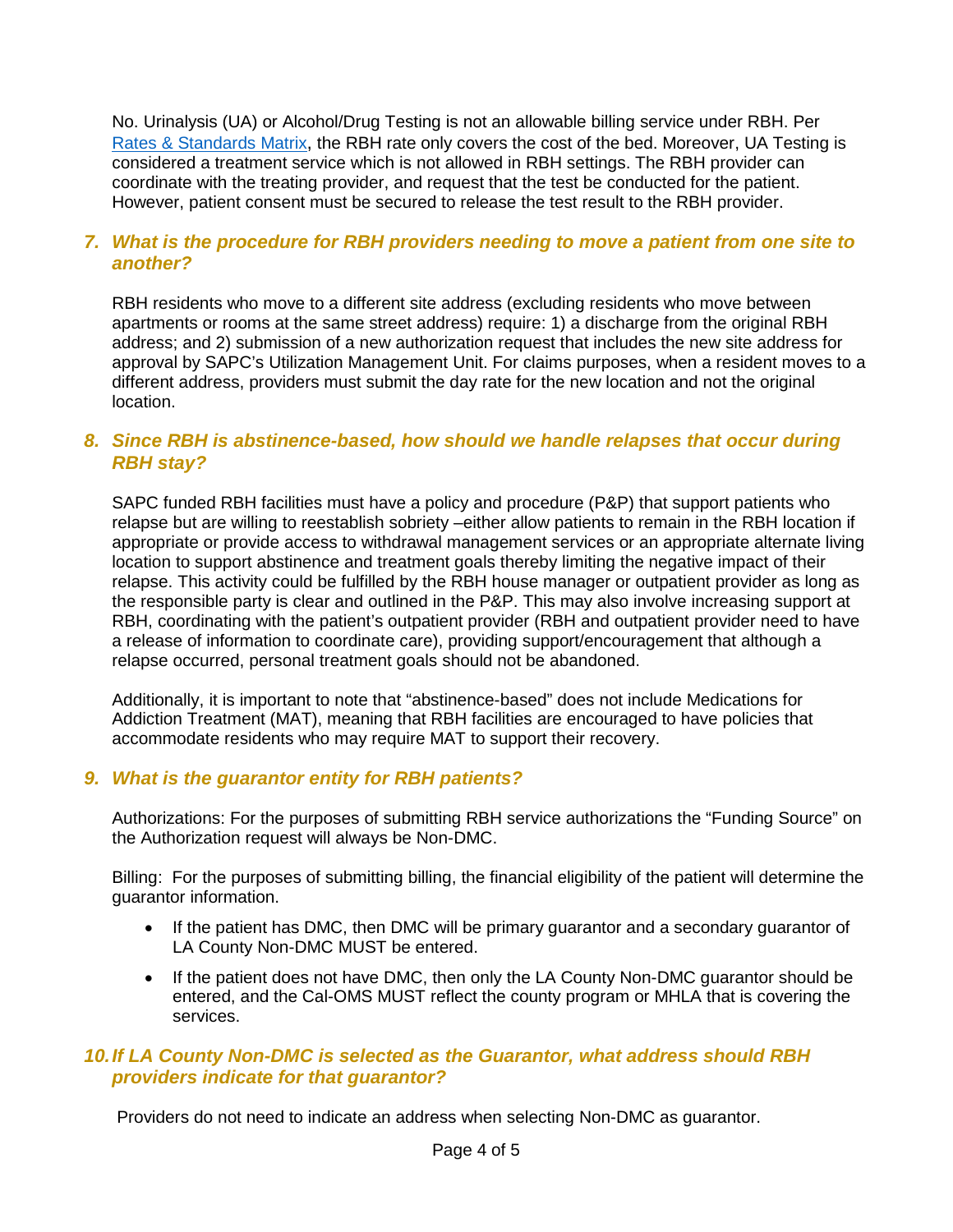No. Urinalysis (UA) or Alcohol/Drug Testing is not an allowable billing service under RBH. Per Rates & Standards Matrix, the RBH rate only covers the cost of the bed. Moreover, UA Testing is considered a treatment service which is not allowed in RBH settings. The RBH provider can coordinate with the treating provider, and request that the test be conducted for the patient. However, patient consent must be secured to release the test result to the RBH provider.

### *7. What is the procedure for RBH providers needing to move a patient from one site to another?*

RBH residents who move to a different site address (excluding residents who move between apartments or rooms at the same street address) require: 1) a discharge from the original RBH address; and 2) submission of a new authorization request that includes the new site address for approval by SAPC's Utilization Management Unit. For claims purposes, when a resident moves to a different address, providers must submit the day rate for the new location and not the original location.

### *8. Since RBH is abstinence-based, how should we handle relapses that occur during RBH stay?*

SAPC funded RBH facilities must have a policy and procedure (P&P) that support patients who relapse but are willing to reestablish sobriety –either allow patients to remain in the RBH location if appropriate or provide access to withdrawal management services or an appropriate alternate living location to support abstinence and treatment goals thereby limiting the negative impact of their relapse. This activity could be fulfilled by the RBH house manager or outpatient provider as long as the responsible party is clear and outlined in the P&P. This may also involve increasing support at RBH, coordinating with the patient's outpatient provider (RBH and outpatient provider need to have a release of information to coordinate care), providing support/encouragement that although a relapse occurred, personal treatment goals should not be abandoned.

Additionally, it is important to note that "abstinence-based" does not include Medications for Addiction Treatment (MAT), meaning that RBH facilities are encouraged to have policies that accommodate residents who may require MAT to support their recovery.

### *9. What is the guarantor entity for RBH patients?*

Authorizations: For the purposes of submitting RBH service authorizations the "Funding Source" on the Authorization request will always be Non-DMC.

Billing: For the purposes of submitting billing, the financial eligibility of the patient will determine the guarantor information.

- If the patient has DMC, then DMC will be primary guarantor and a secondary guarantor of LA County Non-DMC MUST be entered.
- If the patient does not have DMC, then only the LA County Non-DMC guarantor should be entered, and the Cal-OMS MUST reflect the county program or MHLA that is covering the services.

### *10. If LA County Non-DMC is selected as the Guarantor, what address should RBH providers indicate for that guarantor?*

Providers do not need to indicate an address when selecting Non-DMC as guarantor.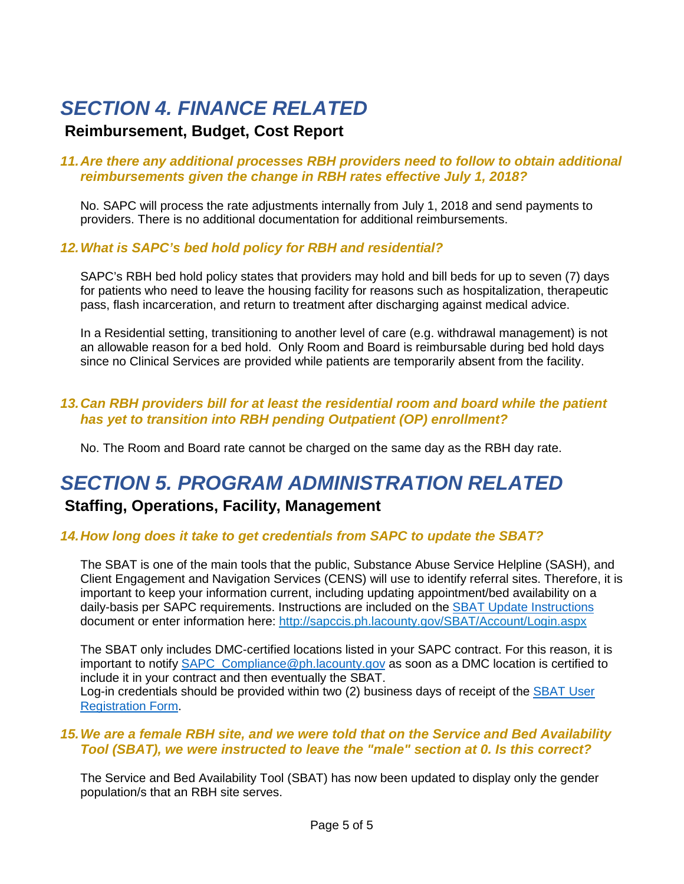# *SECTION 4. FINANCE RELATED*

## Reimbursement, Budget, Cost Report

### *11. Are there any additional processes RBH providers need to follow to obtain additional reimbursements given the change in RBH rates effective July 1, 2018?*

No. SAPC will process the rate adjustments internally from July 1, 2018 and send payments to providers. There is no additional documentation for additional reimbursements.

### *12. What is SAPC's bed hold policy for RBH and residential?*

SAPC's RBH bed hold policy states that providers may hold and bill beds for up to seven (7) days for patients who need to leave the housing facility for reasons such as hospitalization, therapeutic pass, flash incarceration, and return to treatment after discharging against medical advice.

In a Residential setting, transitioning to another level of care (e.g. withdrawal management) is not an allowable reason for a bed hold. Only Room and Board is reimbursable during bed hold days since no Clinical Services are provided while patients are temporarily absent from the facility.

### *13. Can RBH providers bill for at least the residential room and board while the patient has yet to transition into RBH pending Outpatient (OP) enrollment?*

No. The Room and Board rate cannot be charged on the same day as the RBH day rate.

# *SECTION 5. PROGRAM ADMINISTRATION RELATED*

## Staffing, Operations, Facility, Management

### *14. How long does it take to get credentials from SAPC to update the SBAT?*

The SBAT is one of the main tools that the public, Substance Abuse Service Helpline (SASH), and Client Engagement and Navigation Services (CENS) will use to identify referral sites. Therefore, it is important to keep your information current, including updating appointment/bed availability on a daily-basis per SAPC requirements. Instructions are included on the SBAT Update Instructions document or enter information here: http://sapccis.ph.lacounty.gov/SBAT/Account/Login.aspx

The SBAT only includes DMC-certified locations listed in your SAPC contract. For this reason, it is important to notify SAPC_Compliance@ph.lacounty.gov as soon as a DMC location is certified to include it in your contract and then eventually the SBAT.
Log-in credentials should be provided within two (2) business days of receipt of the SBAT User Registration Form.

### *15. We are a female RBH site, and we were told that on the Service and Bed Availability Tool (SBAT), we were instructed to leave the "male" section at 0. Is this correct?*

The Service and Bed Availability Tool (SBAT) has now been updated to display only the gender population/s that an RBH site serves.